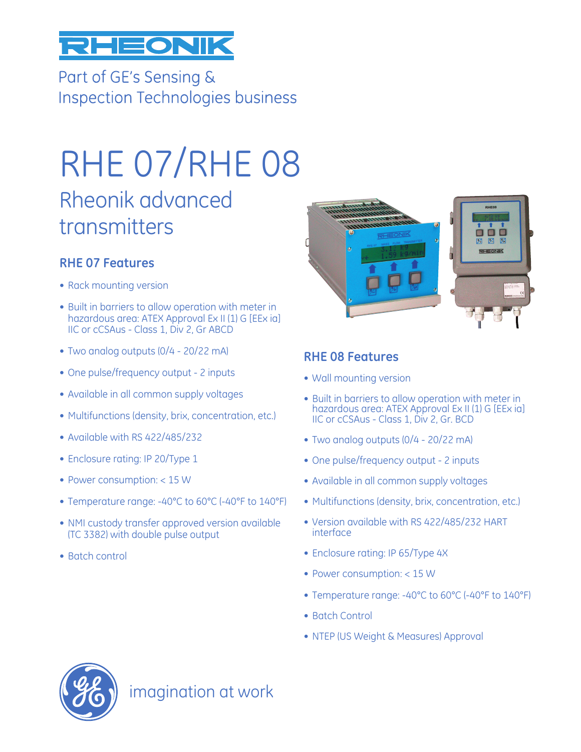RHEONIK

Part of GE's Sensing & Inspection Technologies business

# RHE 07/RHE 08

## Rheonik advanced transmitters

### RHE 07 Features

- Rack mounting version
- Built in barriers to allow operation with meter in hazardous area: ATEX Approval Ex II (1) G [EEx ia] IIC or cCSAus - Class 1, Div 2, Gr ABCD
- Two analog outputs (0/4 - 20/22 mA)
- One pulse/frequency output - 2 inputs
- Available in all common supply voltages
- Multifunctions (density, brix, concentration, etc.)
- Available with RS 422/485/232
- Enclosure rating: IP 20/Type 1
- Power consumption: < 15 W
- Temperature range: -40°C to 60°C (-40°F to 140°F)
- NMI custody transfer approved version available (TC 3382) with double pulse output
- Batch control

### RHE 08 Features

- Wall mounting version
- Built in barriers to allow operation with meter in hazardous area: ATEX Approval Ex II (1) G [EEx ia] IIC or cCSAus - Class 1, Div 2, Gr. BCD
- Two analog outputs (0/4 - 20/22 mA)
- One pulse/frequency output - 2 inputs
- Available in all common supply voltages
- Multifunctions (density, brix, concentration, etc.)
- Version available with RS 422/485/232 HART interface
- Enclosure rating: IP 65/Type 4X
- Power consumption: < 15 W
- Temperature range: -40°C to 60°C (-40°F to 140°F)
- Batch Control
- NTEP (US Weight & Measures) Approval

imagination at work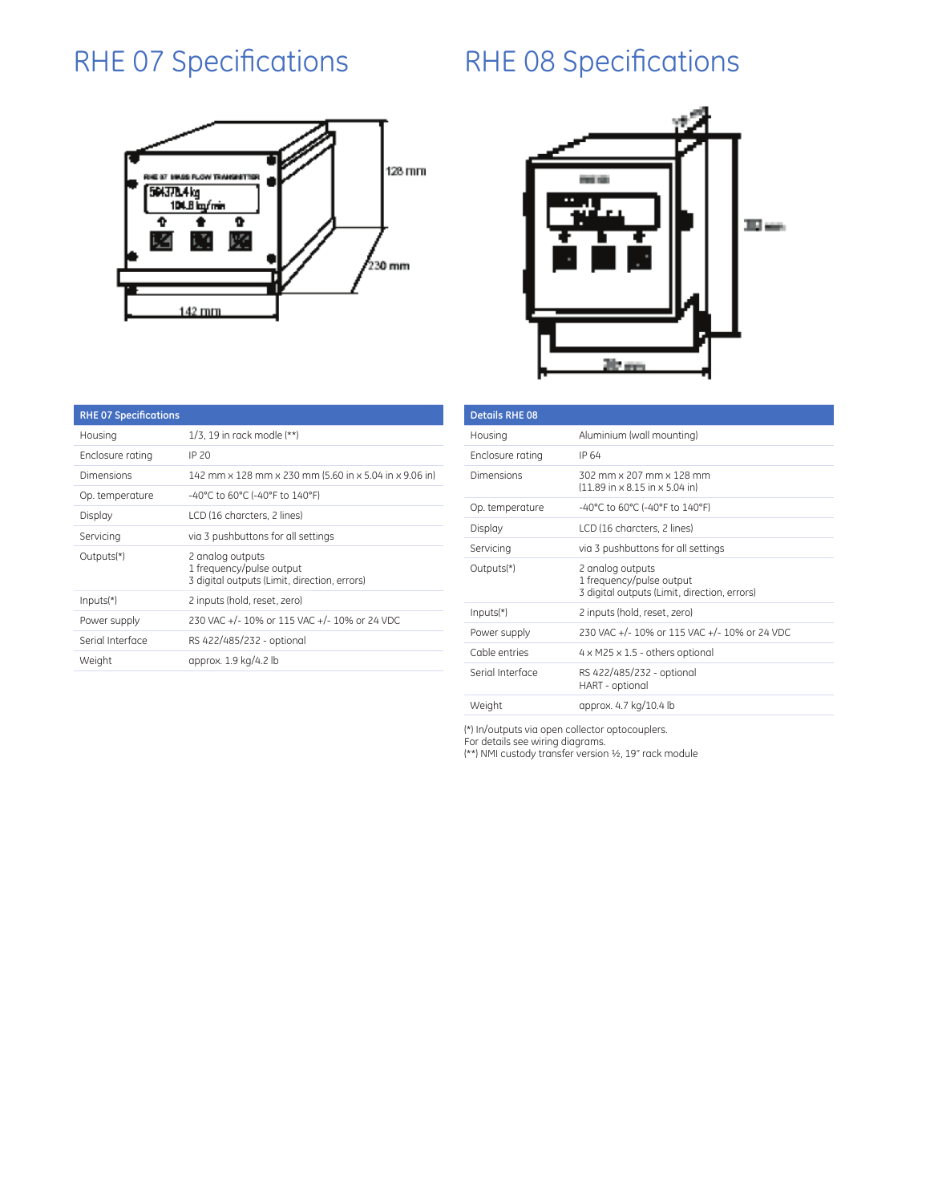# RHE 07 Specifications

| RHE 07 Specifications | |
|---|---|
| Housing | 1/3, 19 in rack modle (**) |
| Enclosure rating | IP 20 |
| Dimensions | 142 mm x 128 mm x 230 mm (5.60 in x 5.04 in x 9.06 in) |
| Op. temperature | -40°C to 60°C (-40°F to 140°F) |
| Display | LCD (16 charcters, 2 lines) |
| Servicing | via 3 pushbuttons for all settings |
| Outputs(*) | 2 analog outputs<br>1 frequency/pulse output<br>3 digital outputs (Limit, direction, errors) |
| Inputs(*) | 2 inputs (hold, reset, zero) |
| Power supply | 230 VAC +/- 10% or 115 VAC +/- 10% or 24 VDC |
| Serial Interface | RS 422/485/232 - optional |
| Weight | approx. 1.9 kg/4.2 lb |

# RHE 08 Specifications

| Details RHE 08 | |
|---|---|
| Housing | Aluminium (wall mounting) |
| Enclosure rating | IP 64 |
| Dimensions | 302 mm x 207 mm x 128 mm<br>(11.89 in x 8.15 in x 5.04 in) |
| Op. temperature | -40°C to 60°C (-40°F to 140°F) |
| Display | LCD (16 charcters, 2 lines) |
| Servicing | via 3 pushbuttons for all settings |
| Outputs(*) | 2 analog outputs<br>1 frequency/pulse output<br>3 digital outputs (Limit, direction, errors) |
| Inputs(*) | 2 inputs (hold, reset, zero) |
| Power supply | 230 VAC +/- 10% or 115 VAC +/- 10% or 24 VDC |
| Cable entries | 4 x M25 x 1.5 - others optional |
| Serial Interface | RS 422/485/232 - optional<br>HART - optional |
| Weight | approx. 4.7 kg/10.4 lb |

(*) In/outputs via open collector optocouplers.
For details see wiring diagrams.
(**) NMI custody transfer version ½, 19" rack module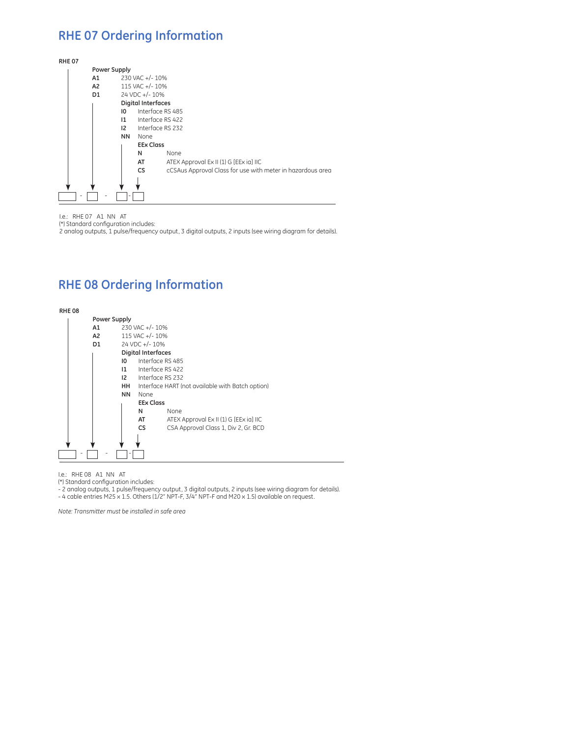## RHE 07 Ordering Information

**RHE 07**

**Power Supply**

- **A1** 230 VAC +/- 10%
- **A2** 115 VAC +/- 10%
- **D1** 24 VDC +/- 10%

**Digital Interfaces**

- **I0** Interface RS 485
- **I1** Interface RS 422
- **I2** Interface RS 232
- **NN** None

**EEx Class**

- **N** None
- **AT** ATEX Approval Ex II (1) G [EEx ia] IIC
- **CS** cCSAus Approval Class for use with meter in hazardous area

☐ - ☐ - ☐ - ☐

I.e.: RHE 07 A1 NN AT

(*) Standard configuration includes:

2 analog outputs, 1 pulse/frequency output, 3 digital outputs, 2 inputs (see wiring diagram for details).

## RHE 08 Ordering Information

**RHE 08**

**Power Supply**

- **A1** 230 VAC +/- 10%
- **A2** 115 VAC +/- 10%
- **D1** 24 VDC +/- 10%

**Digital Interfaces**

- **I0** Interface RS 485
- **I1** Interface RS 422
- **I2** Interface RS 232
- **HH** Interface HART (not available with Batch option)
- **NN** None

**EEx Class**

- **N** None
- **AT** ATEX Approval Ex II (1) G [EEx ia] IIC
- **CS** CSA Approval Class 1, Div 2, Gr. BCD

☐ - ☐ - ☐ - ☐

I.e.: RHE 08 A1 NN AT

(*) Standard configuration includes:

- 2 analog outputs, 1 pulse/frequency output, 3 digital outputs, 2 inputs (see wiring diagram for details).
- 4 cable entries M25 x 1.5. Others (1/2" NPT-F, 3/4" NPT-F and M20 x 1.5) available on request.

*Note: Transmitter must be installed in safe area*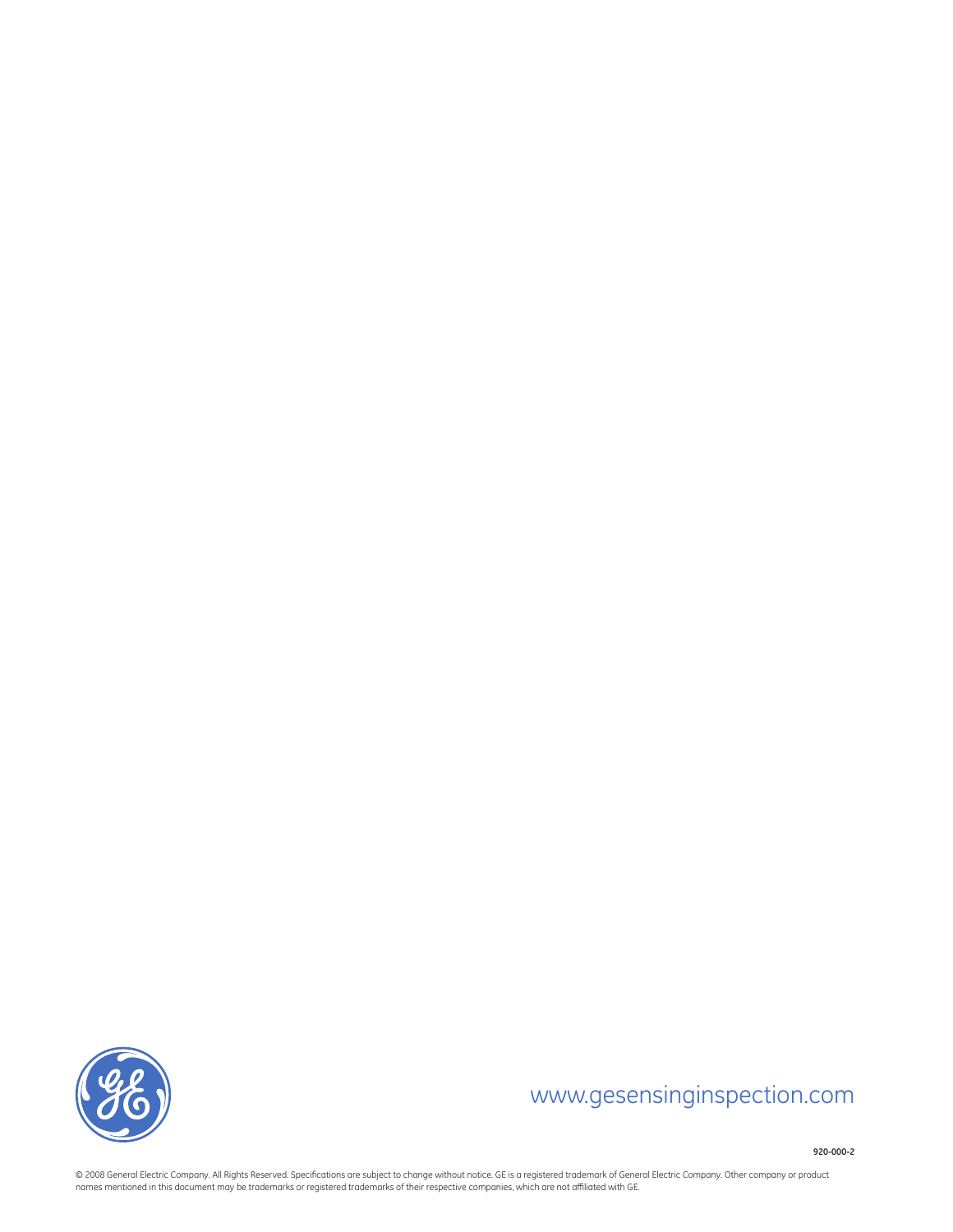www.gesensinginspection.com

920-000-2

© 2008 General Electric Company. All Rights Reserved. Specifications are subject to change without notice. GE is a registered trademark of General Electric Company. Other company or product names mentioned in this document may be trademarks or registered trademarks of their respective companies, which are not affiliated with GE.